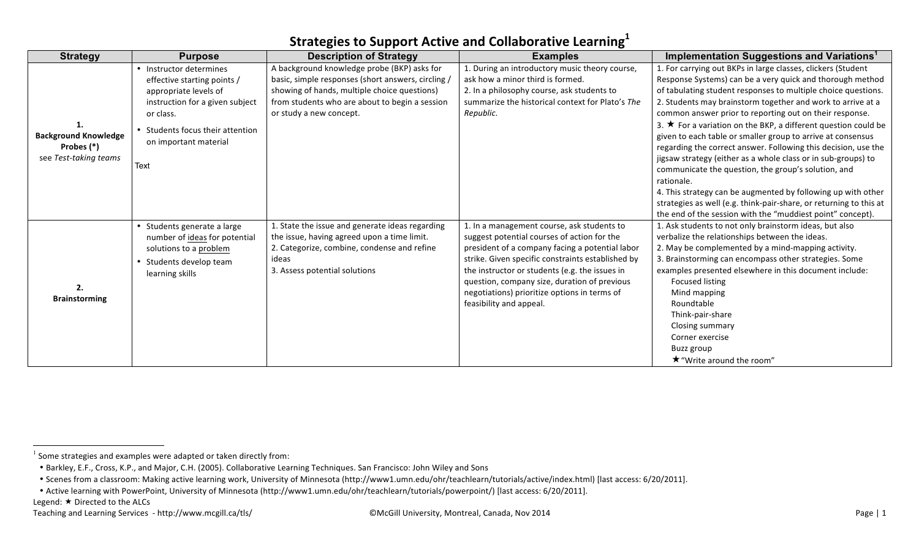# Strategies to Support Active and Collaborative Learning[1]

| Strategy | Purpose | Description of Strategy | Examples | Implementation Suggestions and Variations[1] |
|---|---|---|---|---|
| **1. Background Knowledge Probes (*)** see *Test-taking teams* | • Instructor determines effective starting points / appropriate levels of instruction for a given subject or class.<br>• Students focus their attention on important material<br><br>Text | A background knowledge probe (BKP) asks for basic, simple responses (short answers, circling / showing of hands, multiple choice questions) from students who are about to begin a session or study a new concept. | 1. During an introductory music theory course, ask how a minor third is formed.<br>2. In a philosophy course, ask students to summarize the historical context for Plato's *The Republic*. | 1. For carrying out BKPs in large classes, clickers (Student Response Systems) can be a very quick and thorough method of tabulating student responses to multiple choice questions.<br>2. Students may brainstorm together and work to arrive at a common answer prior to reporting out on their response.<br>3. ★ For a variation on the BKP, a different question could be given to each table or smaller group to arrive at consensus regarding the correct answer. Following this decision, use the jigsaw strategy (either as a whole class or in sub-groups) to communicate the question, the group's solution, and rationale.<br>4. This strategy can be augmented by following up with other strategies as well (e.g. think-pair-share, or returning to this at the end of the session with the "muddiest point" concept). |
| **2. Brainstorming** | • Students generate a large number of <u>ideas</u> for potential solutions to a <u>problem</u><br>• Students develop team learning skills | 1. State the issue and generate ideas regarding the issue, having agreed upon a time limit.<br>2. Categorize, combine, condense and refine ideas<br>3. Assess potential solutions | 1. In a management course, ask students to suggest potential courses of action for the president of a company facing a potential labor strike. Given specific constraints established by the instructor or students (e.g. the issues in question, company size, duration of previous negotiations) prioritize options in terms of feasibility and appeal. | 1. Ask students to not only brainstorm ideas, but also verbalize the relationships between the ideas.<br>2. May be complemented by a mind-mapping activity.<br>3. Brainstorming can encompass other strategies. Some examples presented elsewhere in this document include:<br>Focused listing<br>Mind mapping<br>Roundtable<br>Think-pair-share<br>Closing summary<br>Corner exercise<br>Buzz group<br>★"Write around the room" |

[1] Some strategies and examples were adapted or taken directly from:
- Barkley, E.F., Cross, K.P., and Major, C.H. (2005). Collaborative Learning Techniques. San Francisco: John Wiley and Sons
- Scenes from a classroom: Making active learning work, University of Minnesota (http://www1.umn.edu/ohr/teachlearn/tutorials/active/index.html) [last access: 6/20/2011].
- Active learning with PowerPoint, University of Minnesota (http://www1.umn.edu/ohr/teachlearn/tutorials/powerpoint/) [last access: 6/20/2011].

Legend: ★ Directed to the ALCs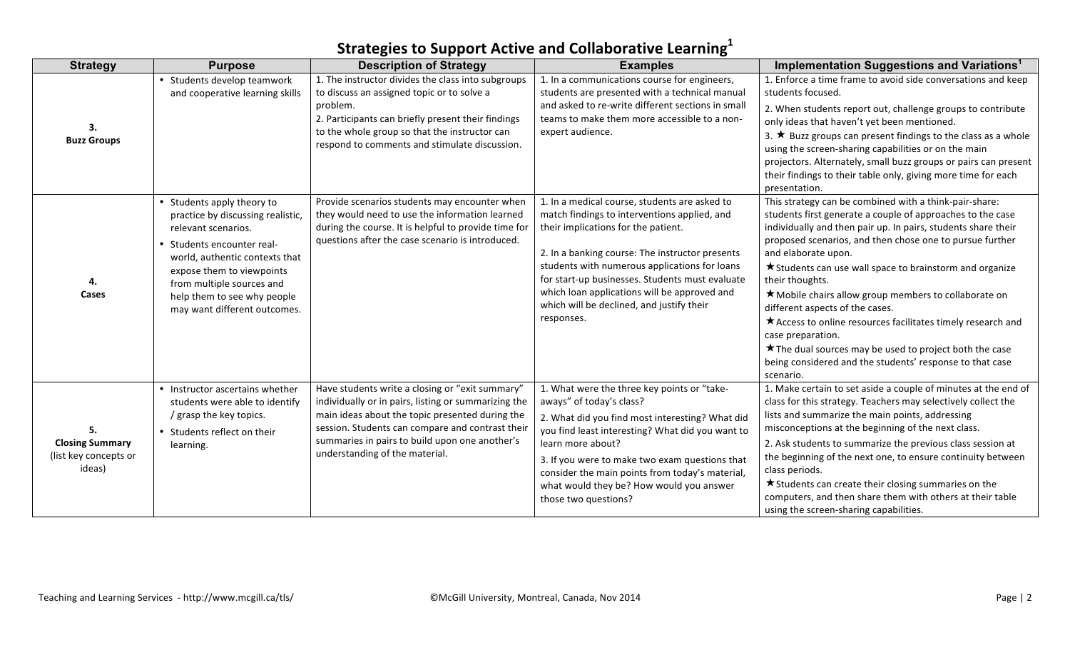# Strategies to Support Active and Collaborative Learning[1]

| Strategy | Purpose | Description of Strategy | Examples | Implementation Suggestions and Variations[1] |
|---|---|---|---|---|
| **3. Buzz Groups** | • Students develop teamwork and cooperative learning skills | 1. The instructor divides the class into subgroups to discuss an assigned topic or to solve a problem.<br>2. Participants can briefly present their findings to the whole group so that the instructor can respond to comments and stimulate discussion. | 1. In a communications course for engineers, students are presented with a technical manual and asked to re-write different sections in small teams to make them more accessible to a non-expert audience. | 1. Enforce a time frame to avoid side conversations and keep students focused.<br>2. When students report out, challenge groups to contribute only ideas that haven't yet been mentioned.<br>3. ★ Buzz groups can present findings to the class as a whole using the screen-sharing capabilities or on the main projectors. Alternately, small buzz groups or pairs can present their findings to their table only, giving more time for each presentation. |
| **4. Cases** | • Students apply theory to practice by discussing realistic, relevant scenarios.<br>• Students encounter real-world, authentic contexts that expose them to viewpoints from multiple sources and help them to see why people may want different outcomes. | Provide scenarios students may encounter when they would need to use the information learned during the course. It is helpful to provide time for questions after the case scenario is introduced. | 1. In a medical course, students are asked to match findings to interventions applied, and their implications for the patient.<br><br>2. In a banking course: The instructor presents students with numerous applications for loans for start-up businesses. Students must evaluate which loan applications will be approved and which will be declined, and justify their responses. | This strategy can be combined with a think-pair-share: students first generate a couple of approaches to the case individually and then pair up. In pairs, students share their proposed scenarios, and then chose one to pursue further and elaborate upon.<br>★ Students can use wall space to brainstorm and organize their thoughts.<br>★ Mobile chairs allow group members to collaborate on different aspects of the cases.<br>★ Access to online resources facilitates timely research and case preparation.<br>★ The dual sources may be used to project both the case being considered and the students' response to that case scenario. |
| **5. Closing Summary** (list key concepts or ideas) | • Instructor ascertains whether students were able to identify / grasp the key topics.<br>• Students reflect on their learning. | Have students write a closing or "exit summary" individually or in pairs, listing or summarizing the main ideas about the topic presented during the session. Students can compare and contrast their summaries in pairs to build upon one another's understanding of the material. | 1. What were the three key points or "take-aways" of today's class?<br>2. What did you find most interesting? What did you find least interesting? What did you want to learn more about?<br>3. If you were to make two exam questions that consider the main points from today's material, what would they be? How would you answer those two questions? | 1. Make certain to set aside a couple of minutes at the end of class for this strategy. Teachers may selectively collect the lists and summarize the main points, addressing misconceptions at the beginning of the next class.<br>2. Ask students to summarize the previous class session at the beginning of the next one, to ensure continuity between class periods.<br>★ Students can create their closing summaries on the computers, and then share them with others at their table using the screen-sharing capabilities. |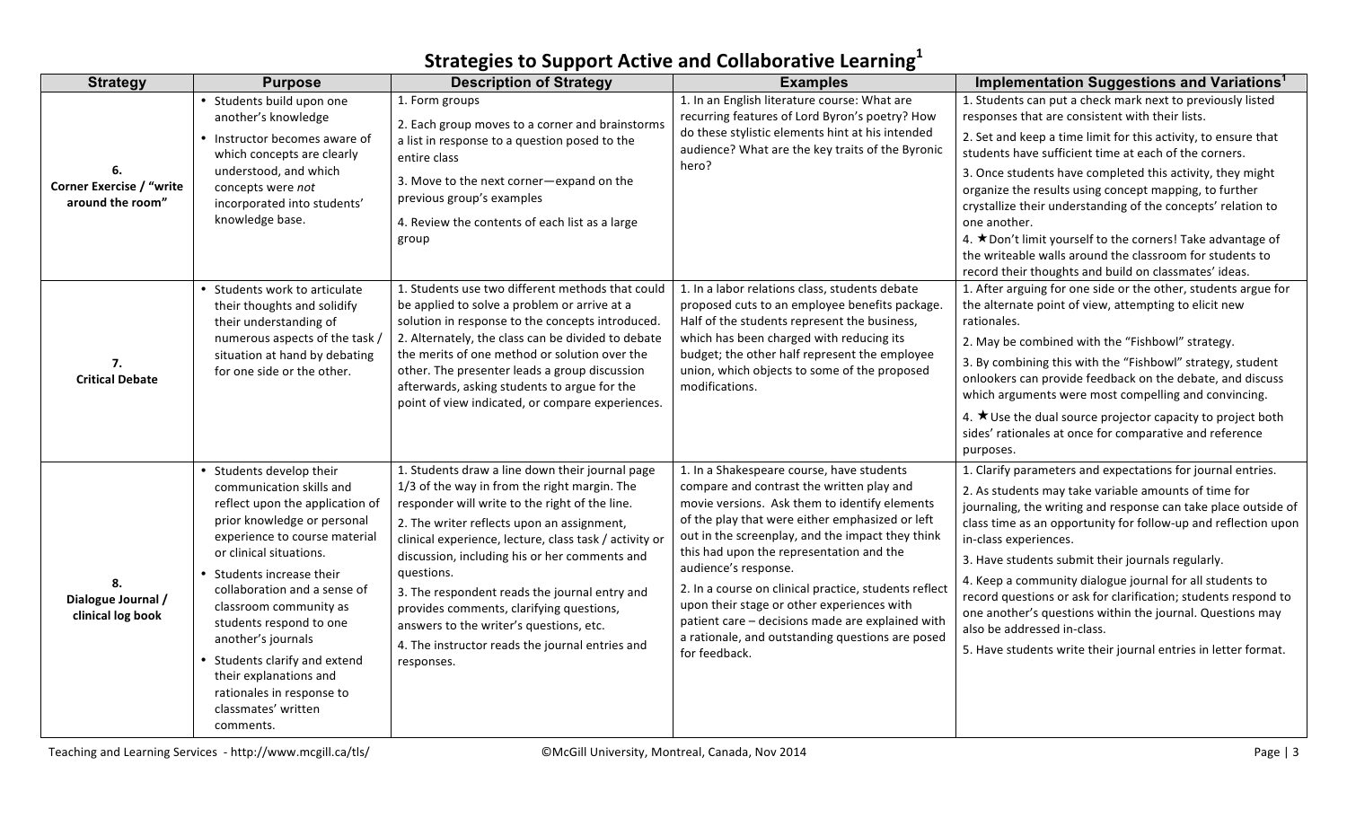# Strategies to Support Active and Collaborative Learning[1]

| Strategy | Purpose | Description of Strategy | Examples | Implementation Suggestions and Variations[1] |
|---|---|---|---|---|
| **6. Corner Exercise / "write around the room"** | • Students build upon one another's knowledge<br>• Instructor becomes aware of which concepts are clearly understood, and which concepts were *not* incorporated into students' knowledge base. | 1. Form groups<br>2. Each group moves to a corner and brainstorms a list in response to a question posed to the entire class<br>3. Move to the next corner—expand on the previous group's examples<br>4. Review the contents of each list as a large group | 1. In an English literature course: What are recurring features of Lord Byron's poetry? How do these stylistic elements hint at his intended audience? What are the key traits of the Byronic hero? | 1. Students can put a check mark next to previously listed responses that are consistent with their lists.<br>2. Set and keep a time limit for this activity, to ensure that students have sufficient time at each of the corners.<br>3. Once students have completed this activity, they might organize the results using concept mapping, to further crystallize their understanding of the concepts' relation to one another.<br>4. ★Don't limit yourself to the corners! Take advantage of the writeable walls around the classroom for students to record their thoughts and build on classmates' ideas. |
| **7. Critical Debate** | • Students work to articulate their thoughts and solidify their understanding of numerous aspects of the task / situation at hand by debating for one side or the other. | 1. Students use two different methods that could be applied to solve a problem or arrive at a solution in response to the concepts introduced.<br>2. Alternately, the class can be divided to debate the merits of one method or solution over the other. The presenter leads a group discussion afterwards, asking students to argue for the point of view indicated, or compare experiences. | 1. In a labor relations class, students debate proposed cuts to an employee benefits package. Half of the students represent the business, which has been charged with reducing its budget; the other half represent the employee union, which objects to some of the proposed modifications. | 1. After arguing for one side or the other, students argue for the alternate point of view, attempting to elicit new rationales.<br>2. May be combined with the "Fishbowl" strategy.<br>3. By combining this with the "Fishbowl" strategy, student onlookers can provide feedback on the debate, and discuss which arguments were most compelling and convincing.<br>4. ★Use the dual source projector capacity to project both sides' rationales at once for comparative and reference purposes. |
| **8. Dialogue Journal / clinical log book** | • Students develop their communication skills and reflect upon the application of prior knowledge or personal experience to course material or clinical situations.<br>• Students increase their collaboration and a sense of classroom community as students respond to one another's journals<br>• Students clarify and extend their explanations and rationales in response to classmates' written comments. | 1. Students draw a line down their journal page 1/3 of the way in from the right margin. The responder will write to the right of the line.<br>2. The writer reflects upon an assignment, clinical experience, lecture, class task / activity or discussion, including his or her comments and questions.<br>3. The respondent reads the journal entry and provides comments, clarifying questions, answers to the writer's questions, etc.<br>4. The instructor reads the journal entries and responses. | 1. In a Shakespeare course, have students compare and contrast the written play and movie versions. Ask them to identify elements of the play that were either emphasized or left out in the screenplay, and the impact they think this had upon the representation and the audience's response.<br>2. In a course on clinical practice, students reflect upon their stage or other experiences with patient care – decisions made are explained with a rationale, and outstanding questions are posed for feedback. | 1. Clarify parameters and expectations for journal entries.<br>2. As students may take variable amounts of time for journaling, the writing and response can take place outside of class time as an opportunity for follow-up and reflection upon in-class experiences.<br>3. Have students submit their journals regularly.<br>4. Keep a community dialogue journal for all students to record questions or ask for clarification; students respond to one another's questions within the journal. Questions may also be addressed in-class.<br>5. Have students write their journal entries in letter format. |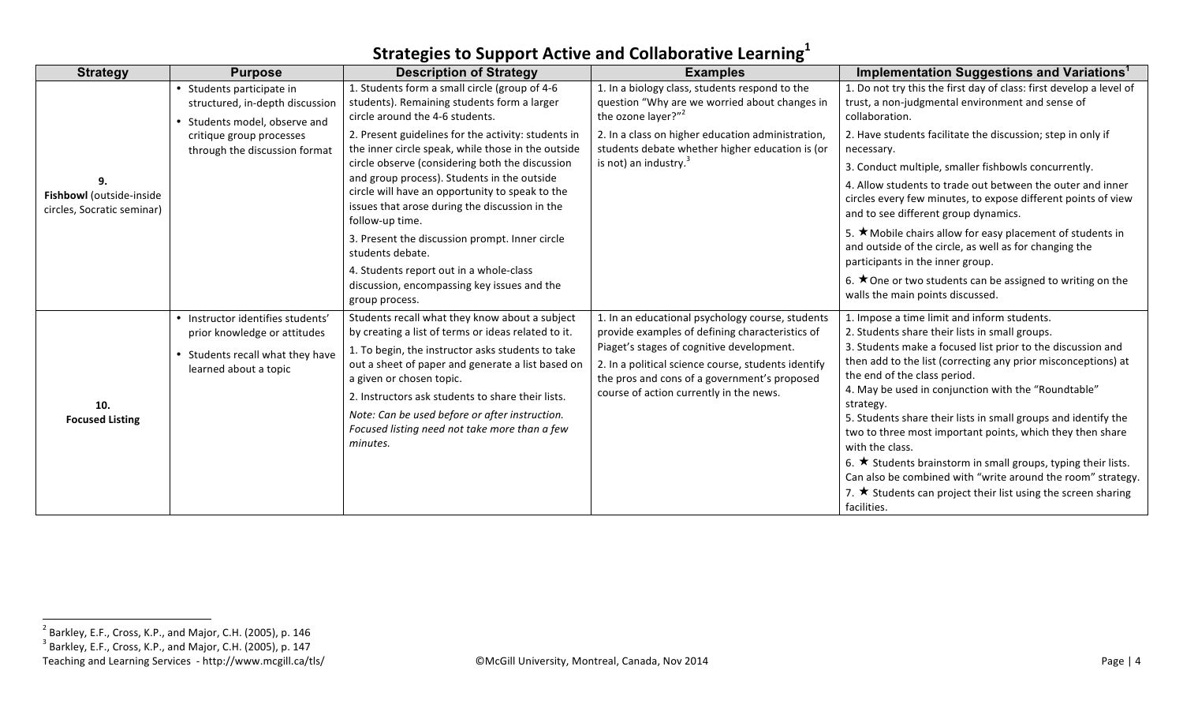## Strategies to Support Active and Collaborative Learning[1]

| Strategy | Purpose | Description of Strategy | Examples | Implementation Suggestions and Variations[1] |
|---|---|---|---|---|
| 9. **Fishbowl** (outside-inside circles, Socratic seminar) | • Students participate in structured, in-depth discussion<br>• Students model, observe and critique group processes through the discussion format | 1. Students form a small circle (group of 4-6 students). Remaining students form a larger circle around the 4-6 students.<br>2. Present guidelines for the activity: students in the inner circle speak, while those in the outside circle observe (considering both the discussion and group process). Students in the outside circle will have an opportunity to speak to the issues that arose during the discussion in the follow-up time.<br>3. Present the discussion prompt. Inner circle students debate.<br>4. Students report out in a whole-class discussion, encompassing key issues and the group process. | 1. In a biology class, students respond to the question "Why are we worried about changes in the ozone layer?"[2]<br>2. In a class on higher education administration, students debate whether higher education is (or is not) an industry.[3] | 1. Do not try this the first day of class: first develop a level of trust, a non-judgmental environment and sense of collaboration.<br>2. Have students facilitate the discussion; step in only if necessary.<br>3. Conduct multiple, smaller fishbowls concurrently.<br>4. Allow students to trade out between the outer and inner circles every few minutes, to expose different points of view and to see different group dynamics.<br>5. ★Mobile chairs allow for easy placement of students in and outside of the circle, as well as for changing the participants in the inner group.<br>6. ★One or two students can be assigned to writing on the walls the main points discussed. |
| 10. **Focused Listing** | • Instructor identifies students' prior knowledge or attitudes<br>• Students recall what they have learned about a topic | Students recall what they know about a subject by creating a list of terms or ideas related to it.<br>1. To begin, the instructor asks students to take out a sheet of paper and generate a list based on a given or chosen topic.<br>2. Instructors ask students to share their lists.<br>*Note: Can be used before or after instruction. Focused listing need not take more than a few minutes.* | 1. In an educational psychology course, students provide examples of defining characteristics of Piaget's stages of cognitive development.<br>2. In a political science course, students identify the pros and cons of a government's proposed course of action currently in the news. | 1. Impose a time limit and inform students.<br>2. Students share their lists in small groups.<br>3. Students make a focused list prior to the discussion and then add to the list (correcting any prior misconceptions) at the end of the class period.<br>4. May be used in conjunction with the "Roundtable" strategy.<br>5. Students share their lists in small groups and identify the two to three most important points, which they then share with the class.<br>6. ★ Students brainstorm in small groups, typing their lists. Can also be combined with "write around the room" strategy.<br>7. ★ Students can project their list using the screen sharing facilities. |

[2] Barkley, E.F., Cross, K.P., and Major, C.H. (2005), p. 146
[3] Barkley, E.F., Cross, K.P., and Major, C.H. (2005), p. 147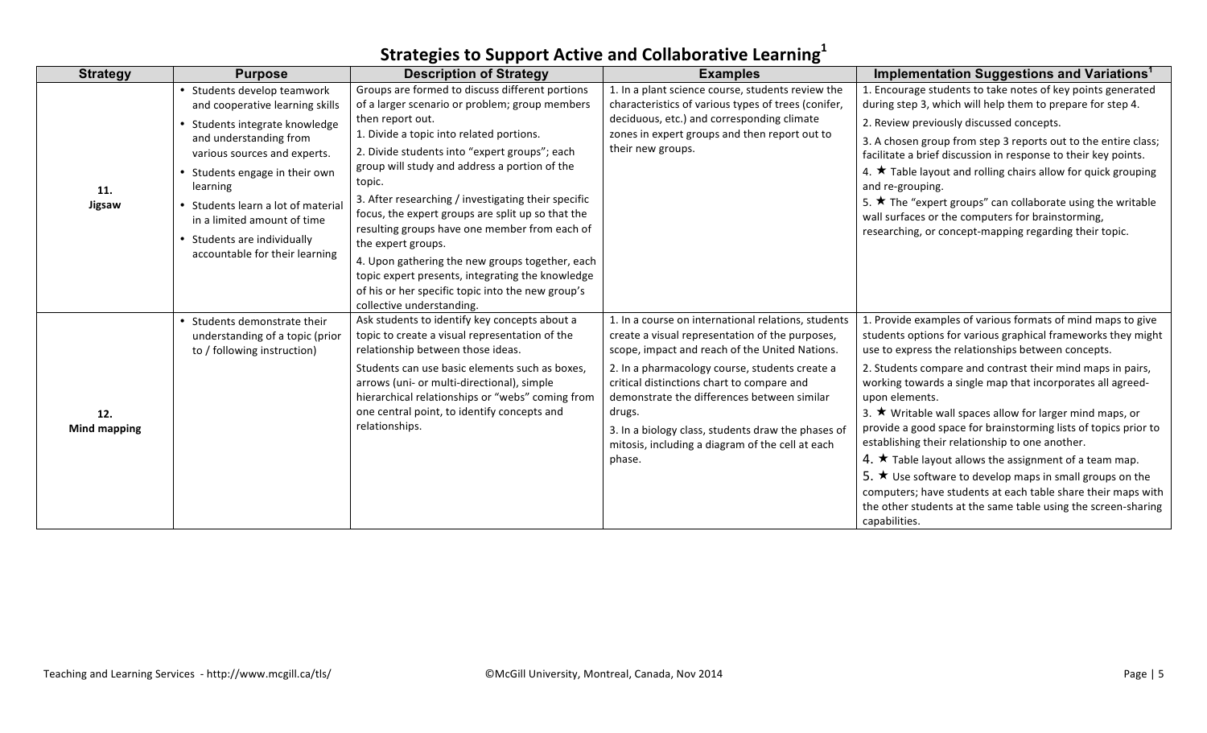# Strategies to Support Active and Collaborative Learning[1]

| Strategy | Purpose | Description of Strategy | Examples | Implementation Suggestions and Variations[1] |
|---|---|---|---|---|
| **11. Jigsaw** | • Students develop teamwork and cooperative learning skills<br>• Students integrate knowledge and understanding from various sources and experts.<br>• Students engage in their own learning<br>• Students learn a lot of material in a limited amount of time<br>• Students are individually accountable for their learning | Groups are formed to discuss different portions of a larger scenario or problem; group members then report out.<br>1. Divide a topic into related portions.<br>2. Divide students into "expert groups"; each group will study and address a portion of the topic.<br>3. After researching / investigating their specific focus, the expert groups are split up so that the resulting groups have one member from each of the expert groups.<br>4. Upon gathering the new groups together, each topic expert presents, integrating the knowledge of his or her specific topic into the new group's collective understanding. | 1. In a plant science course, students review the characteristics of various types of trees (conifer, deciduous, etc.) and corresponding climate zones in expert groups and then report out to their new groups. | 1. Encourage students to take notes of key points generated during step 3, which will help them to prepare for step 4.<br>2. Review previously discussed concepts.<br>3. A chosen group from step 3 reports out to the entire class; facilitate a brief discussion in response to their key points.<br>4. ★ Table layout and rolling chairs allow for quick grouping and re-grouping.<br>5. ★ The "expert groups" can collaborate using the writable wall surfaces or the computers for brainstorming, researching, or concept-mapping regarding their topic. |
| **12. Mind mapping** | • Students demonstrate their understanding of a topic (prior to / following instruction) | Ask students to identify key concepts about a topic to create a visual representation of the relationship between those ideas.<br>Students can use basic elements such as boxes, arrows (uni- or multi-directional), simple hierarchical relationships or "webs" coming from one central point, to identify concepts and relationships. | 1. In a course on international relations, students create a visual representation of the purposes, scope, impact and reach of the United Nations.<br>2. In a pharmacology course, students create a critical distinctions chart to compare and demonstrate the differences between similar drugs.<br>3. In a biology class, students draw the phases of mitosis, including a diagram of the cell at each phase. | 1. Provide examples of various formats of mind maps to give students options for various graphical frameworks they might use to express the relationships between concepts.<br>2. Students compare and contrast their mind maps in pairs, working towards a single map that incorporates all agreed-upon elements.<br>3. ★ Writable wall spaces allow for larger mind maps, or provide a good space for brainstorming lists of topics prior to establishing their relationship to one another.<br>4. ★ Table layout allows the assignment of a team map.<br>5. ★ Use software to develop maps in small groups on the computers; have students at each table share their maps with the other students at the same table using the screen-sharing capabilities. |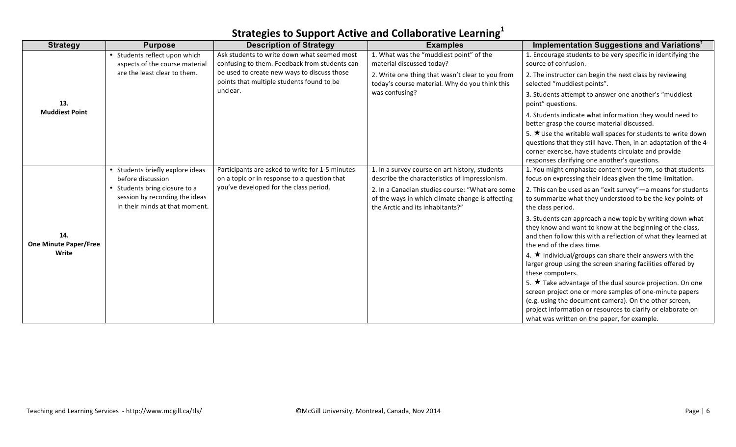# Strategies to Support Active and Collaborative Learning[1]

| Strategy | Purpose | Description of Strategy | Examples | Implementation Suggestions and Variations[1] |
|---|---|---|---|---|
| **13. Muddiest Point** | • Students reflect upon which aspects of the course material are the least clear to them. | Ask students to write down what seemed most confusing to them. Feedback from students can be used to create new ways to discuss those points that multiple students found to be unclear. | 1. What was the "muddiest point" of the material discussed today?<br>2. Write one thing that wasn't clear to you from today's course material. Why do you think this was confusing? | 1. Encourage students to be very specific in identifying the source of confusion.<br>2. The instructor can begin the next class by reviewing selected "muddiest points".<br>3. Students attempt to answer one another's "muddiest point" questions.<br>4. Students indicate what information they would need to better grasp the course material discussed.<br>5. ★ Use the writable wall spaces for students to write down questions that they still have. Then, in an adaptation of the 4-corner exercise, have students circulate and provide responses clarifying one another's questions. |
| **14. One Minute Paper/Free Write** | • Students briefly explore ideas before discussion<br>• Students bring closure to a session by recording the ideas in their minds at that moment. | Participants are asked to write for 1-5 minutes on a topic or in response to a question that you've developed for the class period. | 1. In a survey course on art history, students describe the characteristics of Impressionism.<br>2. In a Canadian studies course: "What are some of the ways in which climate change is affecting the Arctic and its inhabitants?" | 1. You might emphasize content over form, so that students focus on expressing their ideas given the time limitation.<br>2. This can be used as an "exit survey"—a means for students to summarize what they understood to be the key points of the class period.<br>3. Students can approach a new topic by writing down what they know and want to know at the beginning of the class, and then follow this with a reflection of what they learned at the end of the class time.<br>4. ★ Individual/groups can share their answers with the larger group using the screen sharing facilities offered by these computers.<br>5. ★ Take advantage of the dual source projection. On one screen project one or more samples of one-minute papers (e.g. using the document camera). On the other screen, project information or resources to clarify or elaborate on what was written on the paper, for example. |

Teaching and Learning Services - http://www.mcgill.ca/tls/ ©McGill University, Montreal, Canada, Nov 2014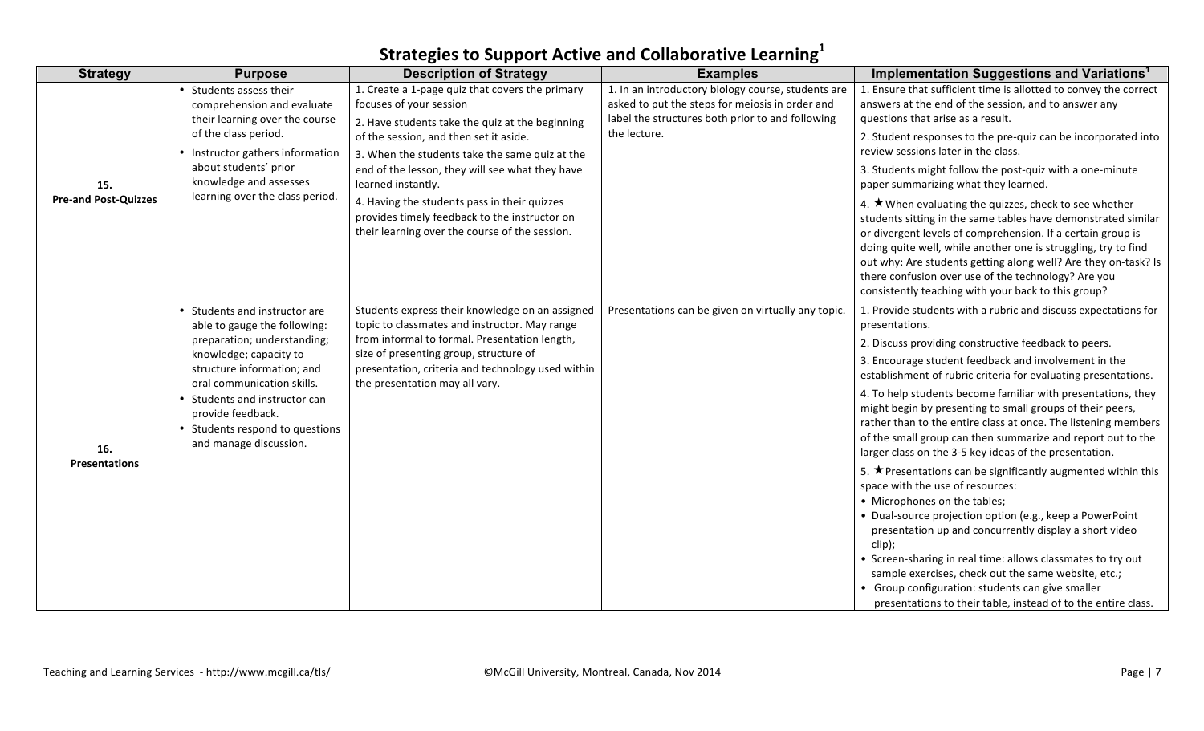# Strategies to Support Active and Collaborative Learning[1]

| Strategy | Purpose | Description of Strategy | Examples | Implementation Suggestions and Variations[1] |
|---|---|---|---|---|
| **15. Pre-and Post-Quizzes** | • Students assess their comprehension and evaluate their learning over the course of the class period.<br>• Instructor gathers information about students' prior knowledge and assesses learning over the class period. | 1. Create a 1-page quiz that covers the primary focuses of your session<br>2. Have students take the quiz at the beginning of the session, and then set it aside.<br>3. When the students take the same quiz at the end of the lesson, they will see what they have learned instantly.<br>4. Having the students pass in their quizzes provides timely feedback to the instructor on their learning over the course of the session. | 1. In an introductory biology course, students are asked to put the steps for meiosis in order and label the structures both prior to and following the lecture. | 1. Ensure that sufficient time is allotted to convey the correct answers at the end of the session, and to answer any questions that arise as a result.<br>2. Student responses to the pre-quiz can be incorporated into review sessions later in the class.<br>3. Students might follow the post-quiz with a one-minute paper summarizing what they learned.<br>4. ★ When evaluating the quizzes, check to see whether students sitting in the same tables have demonstrated similar or divergent levels of comprehension. If a certain group is doing quite well, while another one is struggling, try to find out why: Are students getting along well? Are they on-task? Is there confusion over use of the technology? Are you consistently teaching with your back to this group? |
| **16. Presentations** | • Students and instructor are able to gauge the following: preparation; understanding; knowledge; capacity to structure information; and oral communication skills.<br>• Students and instructor can provide feedback.<br>• Students respond to questions and manage discussion. | Students express their knowledge on an assigned topic to classmates and instructor. May range from informal to formal. Presentation length, size of presenting group, structure of presentation, criteria and technology used within the presentation may all vary. | Presentations can be given on virtually any topic. | 1. Provide students with a rubric and discuss expectations for presentations.<br>2. Discuss providing constructive feedback to peers.<br>3. Encourage student feedback and involvement in the establishment of rubric criteria for evaluating presentations.<br>4. To help students become familiar with presentations, they might begin by presenting to small groups of their peers, rather than to the entire class at once. The listening members of the small group can then summarize and report out to the larger class on the 3-5 key ideas of the presentation.<br>5. ★ Presentations can be significantly augmented within this space with the use of resources:<br>• Microphones on the tables;<br>• Dual-source projection option (e.g., keep a PowerPoint presentation up and concurrently display a short video clip);<br>• Screen-sharing in real time: allows classmates to try out sample exercises, check out the same website, etc.;<br>• Group configuration: students can give smaller presentations to their table, instead of to the entire class. |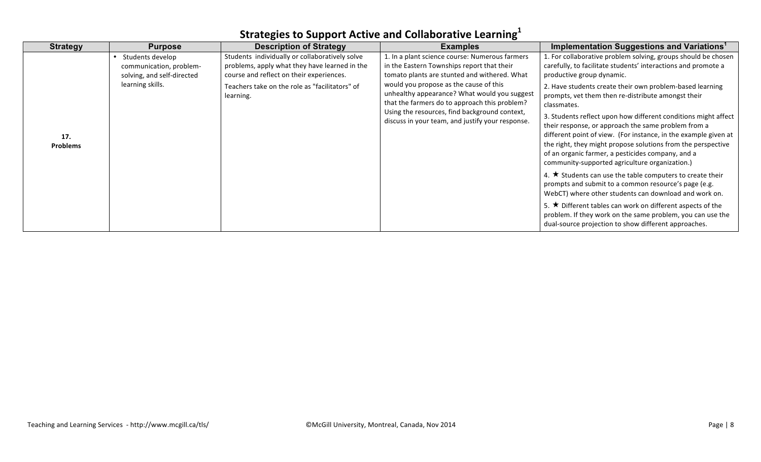## Strategies to Support Active and Collaborative Learning[1]

| Strategy | Purpose | Description of Strategy | Examples | Implementation Suggestions and Variations[1] |
|---|---|---|---|---|
| 17. Problems | • Students develop communication, problem-solving, and self-directed learning skills. | Students individually or collaboratively solve problems, apply what they have learned in the course and reflect on their experiences.<br><br>Teachers take on the role as "facilitators" of learning. | 1. In a plant science course: Numerous farmers in the Eastern Townships report that their tomato plants are stunted and withered. What would you propose as the cause of this unhealthy appearance? What would you suggest that the farmers do to approach this problem? Using the resources, find background context, discuss in your team, and justify your response. | 1. For collaborative problem solving, groups should be chosen carefully, to facilitate students' interactions and promote a productive group dynamic.<br><br>2. Have students create their own problem-based learning prompts, vet them then re-distribute amongst their classmates.<br><br>3. Students reflect upon how different conditions might affect their response, or approach the same problem from a different point of view. (For instance, in the example given at the right, they might propose solutions from the perspective of an organic farmer, a pesticides company, and a community-supported agriculture organization.)<br><br>4. ★ Students can use the table computers to create their prompts and submit to a common resource's page (e.g. WebCT) where other students can download and work on.<br><br>5. ★ Different tables can work on different aspects of the problem. If they work on the same problem, you can use the dual-source projection to show different approaches. |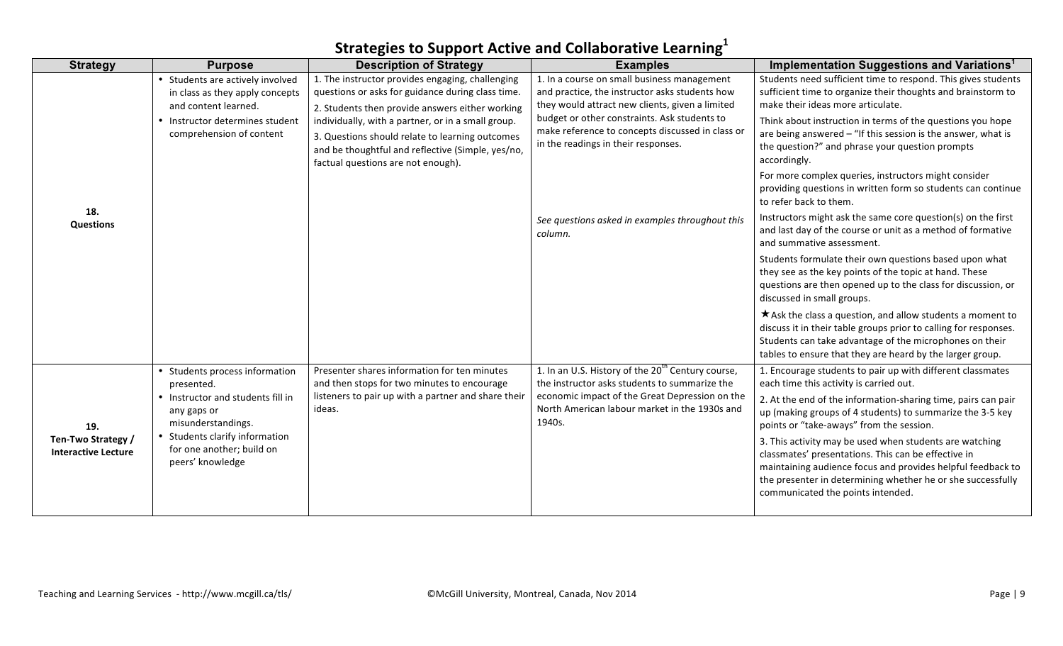## Strategies to Support Active and Collaborative Learning[1]

| Strategy | Purpose | Description of Strategy | Examples | Implementation Suggestions and Variations[1] |
|---|---|---|---|---|
| 18. **Questions** | • Students are actively involved in class as they apply concepts and content learned.<br>• Instructor determines student comprehension of content | 1. The instructor provides engaging, challenging questions or asks for guidance during class time.<br>2. Students then provide answers either working individually, with a partner, or in a small group.<br>3. Questions should relate to learning outcomes and be thoughtful and reflective (Simple, yes/no, factual questions are not enough). | 1. In a course on small business management and practice, the instructor asks students how they would attract new clients, given a limited budget or other constraints. Ask students to make reference to concepts discussed in class or in the readings in their responses.<br><br>*See questions asked in examples throughout this column.* | Students need sufficient time to respond. This gives students sufficient time to organize their thoughts and brainstorm to make their ideas more articulate.<br><br>Think about instruction in terms of the questions you hope are being answered – "If this session is the answer, what is the question?" and phrase your question prompts accordingly.<br><br>For more complex queries, instructors might consider providing questions in written form so students can continue to refer back to them.<br><br>Instructors might ask the same core question(s) on the first and last day of the course or unit as a method of formative and summative assessment.<br><br>Students formulate their own questions based upon what they see as the key points of the topic at hand. These questions are then opened up to the class for discussion, or discussed in small groups.<br><br>★ Ask the class a question, and allow students a moment to discuss it in their table groups prior to calling for responses. Students can take advantage of the microphones on their tables to ensure that they are heard by the larger group. |
| 19. **Ten-Two Strategy / Interactive Lecture** | • Students process information presented.<br>• Instructor and students fill in any gaps or misunderstandings.<br>• Students clarify information for one another; build on peers' knowledge | Presenter shares information for ten minutes and then stops for two minutes to encourage listeners to pair up with a partner and share their ideas. | 1. In an U.S. History of the 20th Century course, the instructor asks students to summarize the economic impact of the Great Depression on the North American labour market in the 1930s and 1940s. | 1. Encourage students to pair up with different classmates each time this activity is carried out.<br>2. At the end of the information-sharing time, pairs can pair up (making groups of 4 students) to summarize the 3-5 key points or "take-aways" from the session.<br>3. This activity may be used when students are watching classmates' presentations. This can be effective in maintaining audience focus and provides helpful feedback to the presenter in determining whether he or she successfully communicated the points intended. |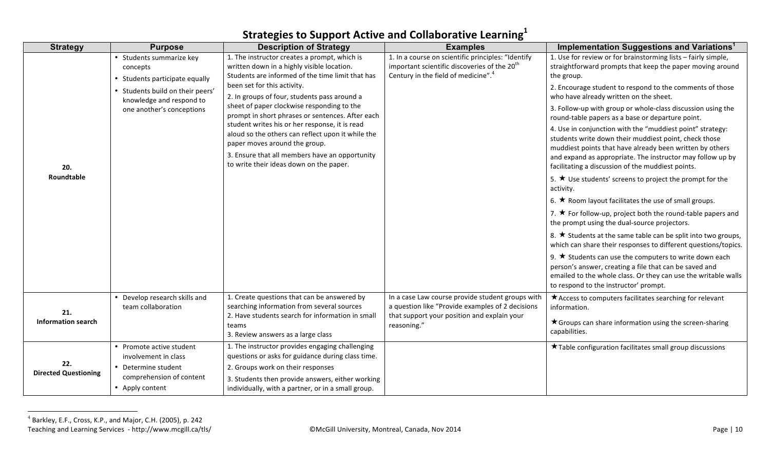# Strategies to Support Active and Collaborative Learning[1]

| Strategy | Purpose | Description of Strategy | Examples | Implementation Suggestions and Variations[1] |
|---|---|---|---|---|
| **20. Roundtable** | • Students summarize key concepts<br>• Students participate equally<br>• Students build on their peers' knowledge and respond to one another's conceptions | 1. The instructor creates a prompt, which is written down in a highly visible location. Students are informed of the time limit that has been set for this activity.<br>2. In groups of four, students pass around a sheet of paper clockwise responding to the prompt in short phrases or sentences. After each student writes his or her response, it is read aloud so the others can reflect upon it while the paper moves around the group.<br>3. Ensure that all members have an opportunity to write their ideas down on the paper. | 1. In a course on scientific principles: "Identify important scientific discoveries of the 20th Century in the field of medicine".[4] | 1. Use for review or for brainstorming lists – fairly simple, straightforward prompts that keep the paper moving around the group.<br>2. Encourage student to respond to the comments of those who have already written on the sheet.<br>3. Follow-up with group or whole-class discussion using the round-table papers as a base or departure point.<br>4. Use in conjunction with the "muddiest point" strategy: students write down their muddiest point, check those muddiest points that have already been written by others and expand as appropriate. The instructor may follow up by facilitating a discussion of the muddiest points.<br>5. ★ Use students' screens to project the prompt for the activity.<br>6. ★ Room layout facilitates the use of small groups.<br>7. ★ For follow-up, project both the round-table papers and the prompt using the dual-source projectors.<br>8. ★ Students at the same table can be split into two groups, which can share their responses to different questions/topics.<br>9. ★ Students can use the computers to write down each person's answer, creating a file that can be saved and emailed to the whole class. Or they can use the writable walls to respond to the instructor' prompt. |
| **21. Information search** | • Develop research skills and team collaboration | 1. Create questions that can be answered by searching information from several sources<br>2. Have students search for information in small teams<br>3. Review answers as a large class | In a case Law course provide student groups with a question like "Provide examples of 2 decisions that support your position and explain your reasoning." | ★ Access to computers facilitates searching for relevant information.<br>★ Groups can share information using the screen-sharing capabilities. |
| **22. Directed Questioning** | • Promote active student involvement in class<br>• Determine student comprehension of content<br>• Apply content | 1. The instructor provides engaging challenging questions or asks for guidance during class time.<br>2. Groups work on their responses<br>3. Students then provide answers, either working individually, with a partner, or in a small group. | | ★ Table configuration facilitates small group discussions |

[4] Barkley, E.F., Cross, K.P., and Major, C.H. (2005), p. 242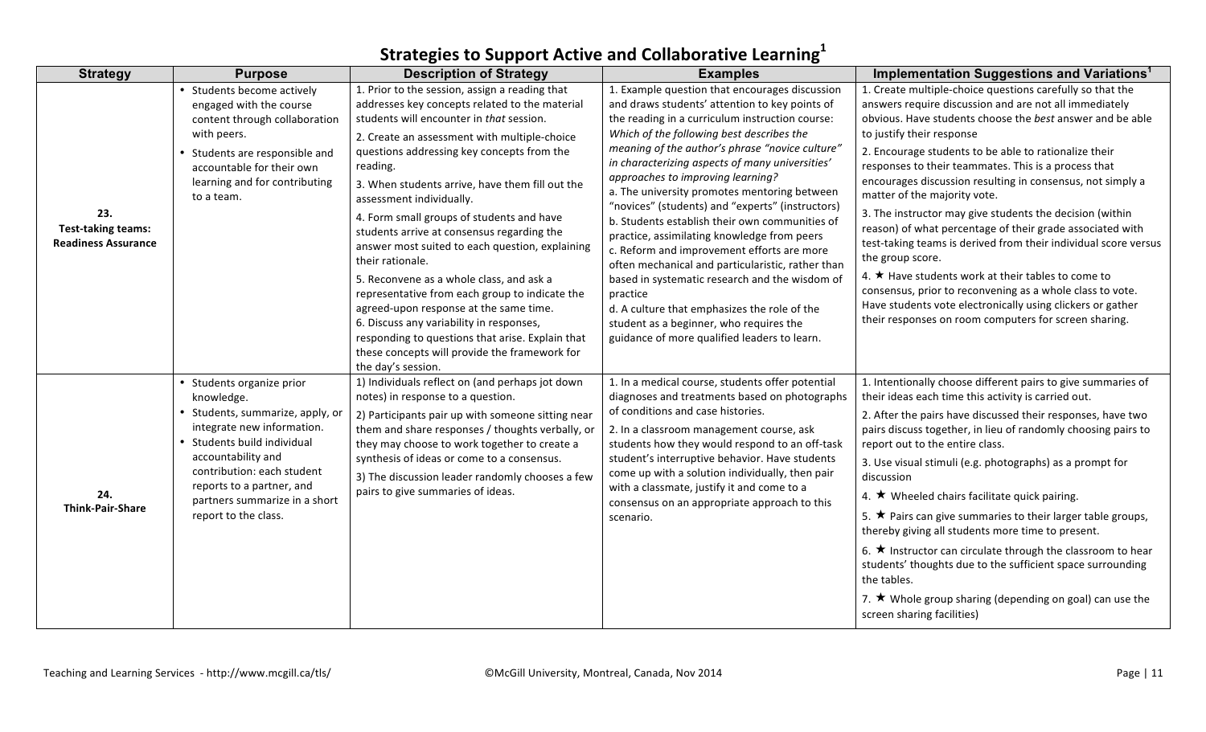# Strategies to Support Active and Collaborative Learning[1]

| Strategy | Purpose | Description of Strategy | Examples | Implementation Suggestions and Variations[1] |
|---|---|---|---|---|
| **23. Test-taking teams: Readiness Assurance** | • Students become actively engaged with the course content through collaboration with peers.<br>• Students are responsible and accountable for their own learning and for contributing to a team. | 1. Prior to the session, assign a reading that addresses key concepts related to the material students will encounter in *that* session.<br>2. Create an assessment with multiple-choice questions addressing key concepts from the reading.<br>3. When students arrive, have them fill out the assessment individually.<br>4. Form small groups of students and have students arrive at consensus regarding the answer most suited to each question, explaining their rationale.<br>5. Reconvene as a whole class, and ask a representative from each group to indicate the agreed-upon response at the same time.<br>6. Discuss any variability in responses, responding to questions that arise. Explain that these concepts will provide the framework for the day's session. | 1. Example question that encourages discussion and draws students' attention to key points of the reading in a curriculum instruction course: *Which of the following best describes the meaning of the author's phrase "novice culture" in characterizing aspects of many universities' approaches to improving learning?*<br>a. The university promotes mentoring between "novices" (students) and "experts" (instructors)<br>b. Students establish their own communities of practice, assimilating knowledge from peers<br>c. Reform and improvement efforts are more often mechanical and particularistic, rather than based in systematic research and the wisdom of practice<br>d. A culture that emphasizes the role of the student as a beginner, who requires the guidance of more qualified leaders to learn. | 1. Create multiple-choice questions carefully so that the answers require discussion and are not all immediately obvious. Have students choose the *best* answer and be able to justify their response<br>2. Encourage students to be able to rationalize their responses to their teammates. This is a process that encourages discussion resulting in consensus, not simply a matter of the majority vote.<br>3. The instructor may give students the decision (within reason) of what percentage of their grade associated with test-taking teams is derived from their individual score versus the group score.<br>4. ★ Have students work at their tables to come to consensus, prior to reconvening as a whole class to vote. Have students vote electronically using clickers or gather their responses on room computers for screen sharing. |
| **24. Think-Pair-Share** | • Students organize prior knowledge.<br>• Students, summarize, apply, or integrate new information.<br>• Students build individual accountability and contribution: each student reports to a partner, and partners summarize in a short report to the class. | 1) Individuals reflect on (and perhaps jot down notes) in response to a question.<br>2) Participants pair up with someone sitting near them and share responses / thoughts verbally, or they may choose to work together to create a synthesis of ideas or come to a consensus.<br>3) The discussion leader randomly chooses a few pairs to give summaries of ideas. | 1. In a medical course, students offer potential diagnoses and treatments based on photographs of conditions and case histories.<br>2. In a classroom management course, ask students how they would respond to an off-task student's interruptive behavior. Have students come up with a solution individually, then pair with a classmate, justify it and come to a consensus on an appropriate approach to this scenario. | 1. Intentionally choose different pairs to give summaries of their ideas each time this activity is carried out.<br>2. After the pairs have discussed their responses, have two pairs discuss together, in lieu of randomly choosing pairs to report out to the entire class.<br>3. Use visual stimuli (e.g. photographs) as a prompt for discussion<br>4. ★ Wheeled chairs facilitate quick pairing.<br>5. ★ Pairs can give summaries to their larger table groups, thereby giving all students more time to present.<br>6. ★ Instructor can circulate through the classroom to hear students' thoughts due to the sufficient space surrounding the tables.<br>7. ★ Whole group sharing (depending on goal) can use the screen sharing facilities) |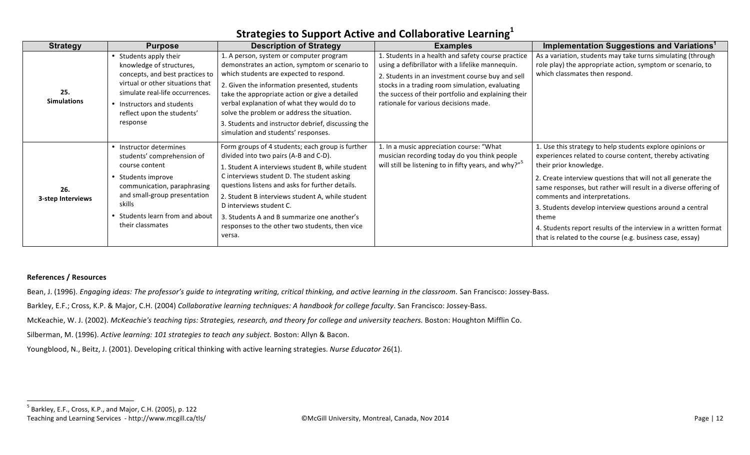## Strategies to Support Active and Collaborative Learning[1]

| Strategy | Purpose | Description of Strategy | Examples | Implementation Suggestions and Variations[1] |
|---|---|---|---|---|
| **25. Simulations** | • Students apply their knowledge of structures, concepts, and best practices to virtual or other situations that simulate real-life occurrences.<br>• Instructors and students reflect upon the students' response | 1. A person, system or computer program demonstrates an action, symptom or scenario to which students are expected to respond.<br>2. Given the information presented, students take the appropriate action or give a detailed verbal explanation of what they would do to solve the problem or address the situation.<br>3. Students and instructor debrief, discussing the simulation and students' responses. | 1. Students in a health and safety course practice using a defibrillator with a lifelike mannequin.<br>2. Students in an investment course buy and sell stocks in a trading room simulation, evaluating the success of their portfolio and explaining their rationale for various decisions made. | As a variation, students may take turns simulating (through role play) the appropriate action, symptom or scenario, to which classmates then respond. |
| **26. 3-step Interviews** | • Instructor determines students' comprehension of course content<br>• Students improve communication, paraphrasing and small-group presentation skills<br>• Students learn from and about their classmates | Form groups of 4 students; each group is further divided into two pairs (A-B and C-D).<br>1. Student A interviews student B, while student C interviews student D. The student asking questions listens and asks for further details.<br>2. Student B interviews student A, while student D interviews student C.<br>3. Students A and B summarize one another's responses to the other two students, then vice versa. | 1. In a music appreciation course: "What musician recording today do you think people will still be listening to in fifty years, and why?"[5] | 1. Use this strategy to help students explore opinions or experiences related to course content, thereby activating their prior knowledge.<br>2. Create interview questions that will not all generate the same responses, but rather will result in a diverse offering of comments and interpretations.<br>3. Students develop interview questions around a central theme<br>4. Students report results of the interview in a written format that is related to the course (e.g. business case, essay) |

**References / Resources**

Bean, J. (1996). *Engaging ideas: The professor's guide to integrating writing, critical thinking, and active learning in the classroom.* San Francisco: Jossey-Bass.

Barkley, E.F.; Cross, K.P. & Major, C.H. (2004) *Collaborative learning techniques: A handbook for college faculty*. San Francisco: Jossey-Bass.

McKeachie, W. J. (2002). *McKeachie's teaching tips: Strategies, research, and theory for college and university teachers.* Boston: Houghton Mifflin Co.

Silberman, M. (1996). *Active learning: 101 strategies to teach any subject.* Boston: Allyn & Bacon.

Youngblood, N., Beitz, J. (2001). Developing critical thinking with active learning strategies. *Nurse Educator* 26(1).

---

[5] Barkley, E.F., Cross, K.P., and Major, C.H. (2005), p. 122